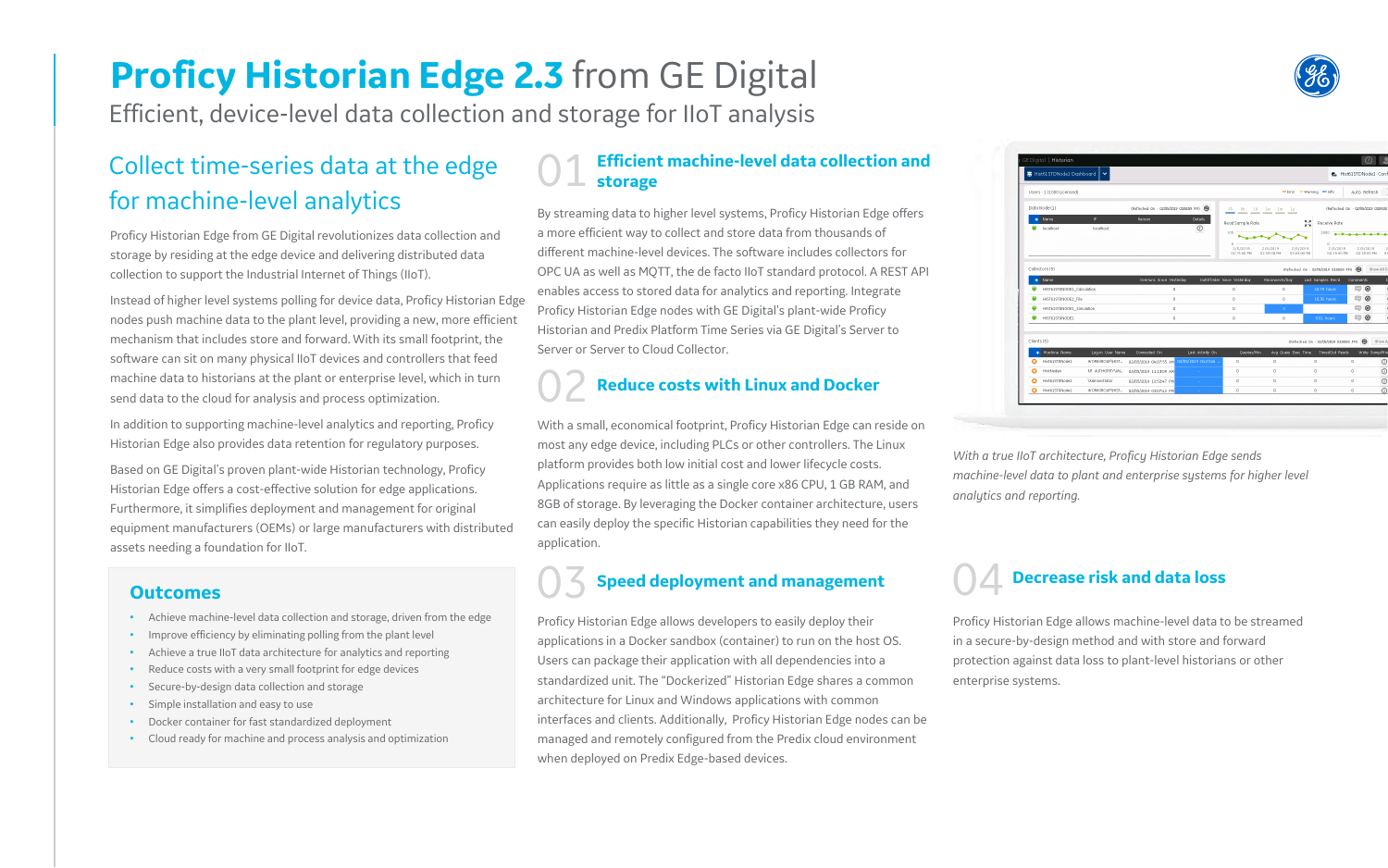# Proficy Historian Edge 2.3 from GE Digital

Efficient, device-level data collection and storage for IIoT analysis

## Collect time-series data at the edge for machine-level analytics

Proficy Historian Edge from GE Digital revolutionizes data collection and storage by residing at the edge device and delivering distributed data collection to support the Industrial Internet of Things (IIoT).

Instead of higher level systems polling for device data, Proficy Historian Edge nodes push machine data to the plant level, providing a new, more efficient mechanism that includes store and forward. With its small footprint, the software can sit on many physical IIoT devices and controllers that feed machine data to historians at the plant or enterprise level, which in turn send data to the cloud for analysis and process optimization.

In addition to supporting machine-level analytics and reporting, Proficy Historian Edge also provides data retention for regulatory purposes.

Based on GE Digital's proven plant-wide Historian technology, Proficy Historian Edge offers a cost-effective solution for edge applications. Furthermore, it simplifies deployment and management for original equipment manufacturers (OEMs) or large manufacturers with distributed assets needing a foundation for IIoT.

### Outcomes

- Achieve machine-level data collection and storage, driven from the edge
- Improve efficiency by eliminating polling from the plant level
- Achieve a true IIoT data architecture for analytics and reporting
- Reduce costs with a very small footprint for edge devices
- Secure-by-design data collection and storage
- Simple installation and easy to use
- Docker container for fast standardized deployment
- Cloud ready for machine and process analysis and optimization

## 01 Efficient machine-level data collection and storage

By streaming data to higher level systems, Proficy Historian Edge offers a more efficient way to collect and store data from thousands of different machine-level devices. The software includes collectors for OPC UA as well as MQTT, the de facto IIoT standard protocol. A REST API enables access to stored data for analytics and reporting. Integrate Proficy Historian Edge nodes with GE Digital's plant-wide Proficy Historian and Predix Platform Time Series via GE Digital's Server to Server or Server to Cloud Collector.

## 02 Reduce costs with Linux and Docker

With a small, economical footprint, Proficy Historian Edge can reside on most any edge device, including PLCs or other controllers. The Linux platform provides both low initial cost and lower lifecycle costs. Applications require as little as a single core x86 CPU, 1 GB RAM, and 8GB of storage. By leveraging the Docker container architecture, users can easily deploy the specific Historian capabilities they need for the application.

## 03 Speed deployment and management

Proficy Historian Edge allows developers to easily deploy their applications in a Docker sandbox (container) to run on the host OS. Users can package their application with all dependencies into a standardized unit. The "Dockerized" Historian Edge shares a common architecture for Linux and Windows applications with common interfaces and clients. Additionally, Proficy Historian Edge nodes can be managed and remotely configured from the Predix cloud environment when deployed on Predix Edge-based devices.

*With a true IIoT architecture, Proficy Historian Edge sends machine-level data to plant and enterprise systems for higher level analytics and reporting.*

## 04 Decrease risk and data loss

Proficy Historian Edge allows machine-level data to be streamed in a secure-by-design method and with store and forward protection against data loss to plant-level historians or other enterprise systems.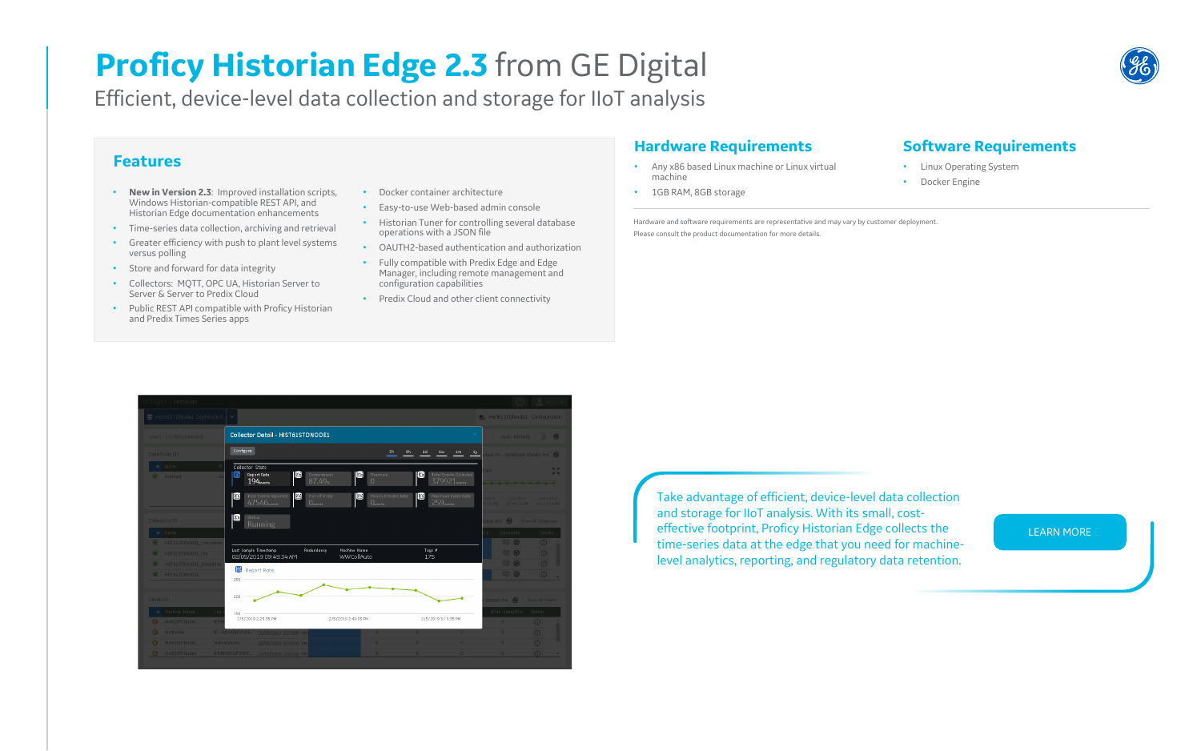# Proficy Historian Edge 2.3 from GE Digital

Efficient, device-level data collection and storage for IIoT analysis

## Features

- **New in Version 2.3**: Improved installation scripts, Windows Historian-compatible REST API, and Historian Edge documentation enhancements
- Time-series data collection, archiving and retrieval
- Greater efficiency with push to plant level systems versus polling
- Store and forward for data integrity
- Collectors: MQTT, OPC UA, Historian Server to Server & Server to Predix Cloud
- Public REST API compatible with Proficy Historian and Predix Times Series apps
- Docker container architecture
- Easy-to-use Web-based admin console
- Historian Tuner for controlling several database operations with a JSON file
- OAUTH2-based authentication and authorization
- Fully compatible with Predix Edge and Edge Manager, including remote management and configuration capabilities
- Predix Cloud and other client connectivity

## Hardware Requirements

- Any x86 based Linux machine or Linux virtual machine
- 1GB RAM, 8GB storage

## Software Requirements

- Linux Operating System
- Docker Engine

Hardware and software requirements are representative and may vary by customer deployment. Please consult the product documentation for more details.

Take advantage of efficient, device-level data collection and storage for IIoT analysis. With its small, cost-effective footprint, Proficy Historian Edge collects the time-series data at the edge that you need for machine-level analytics, reporting, and regulatory data retention.

LEARN MORE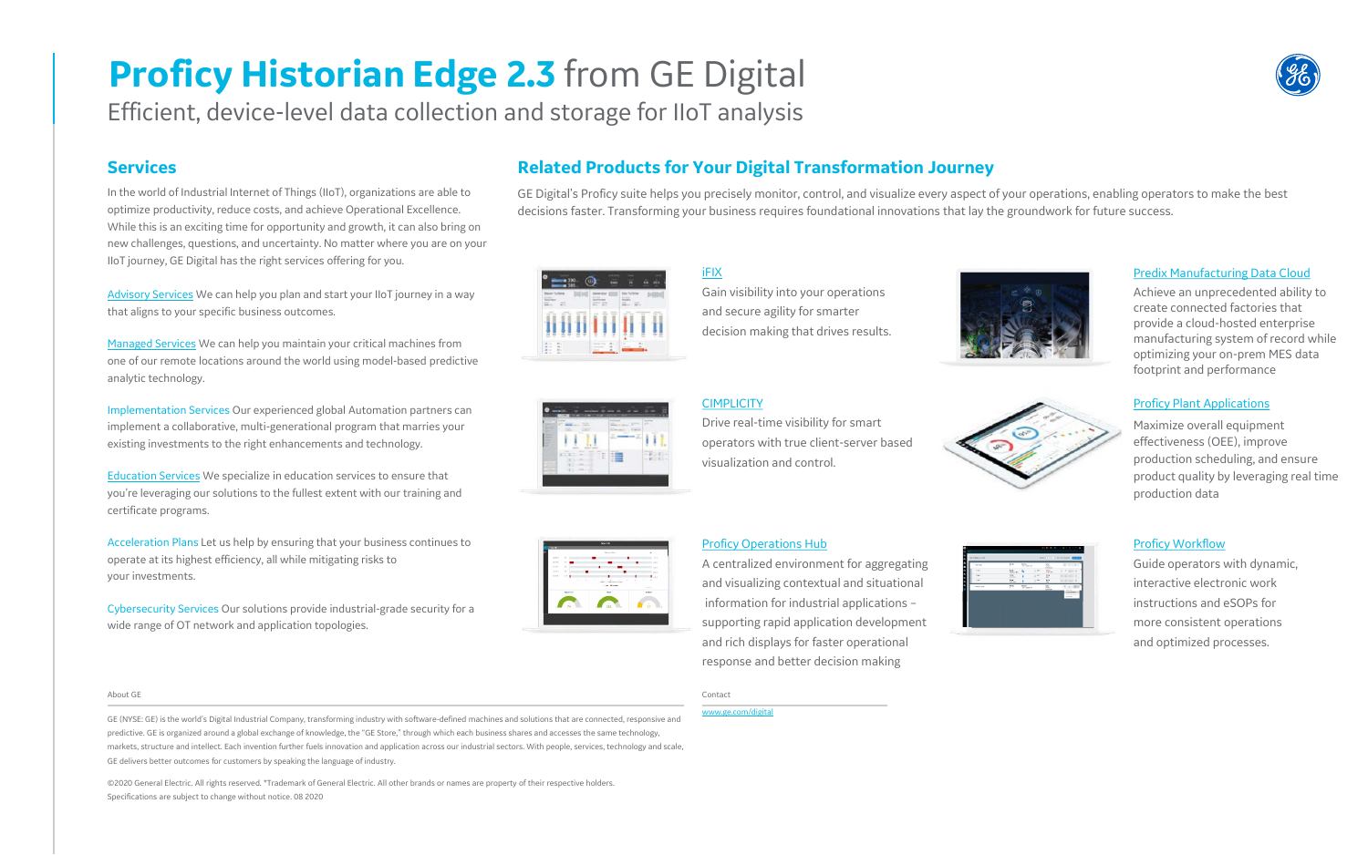# Proficy Historian Edge 2.3 from GE Digital

Efficient, device-level data collection and storage for IIoT analysis

## Services

In the world of Industrial Internet of Things (IIoT), organizations are able to optimize productivity, reduce costs, and achieve Operational Excellence. While this is an exciting time for opportunity and growth, it can also bring on new challenges, questions, and uncertainty. No matter where you are on your IIoT journey, GE Digital has the right services offering for you.

Advisory Services We can help you plan and start your IIoT journey in a way that aligns to your specific business outcomes.

Managed Services We can help you maintain your critical machines from one of our remote locations around the world using model-based predictive analytic technology.

Implementation Services Our experienced global Automation partners can implement a collaborative, multi-generational program that marries your existing investments to the right enhancements and technology.

Education Services We specialize in education services to ensure that you're leveraging our solutions to the fullest extent with our training and certificate programs.

Acceleration Plans Let us help by ensuring that your business continues to operate at its highest efficiency, all while mitigating risks to your investments.

Cybersecurity Services Our solutions provide industrial-grade security for a wide range of OT network and application topologies.

## Related Products for Your Digital Transformation Journey

GE Digital's Proficy suite helps you precisely monitor, control, and visualize every aspect of your operations, enabling operators to make the best decisions faster. Transforming your business requires foundational innovations that lay the groundwork for future success.

**iFIX**
Gain visibility into your operations and secure agility for smarter decision making that drives results.

**CIMPLICITY**
Drive real-time visibility for smart operators with true client-server based visualization and control.

**Proficy Operations Hub**
A centralized environment for aggregating and visualizing contextual and situational information for industrial applications – supporting rapid application development and rich displays for faster operational response and better decision making

**Predix Manufacturing Data Cloud**
Achieve an unprecedented ability to create connected factories that provide a cloud-hosted enterprise manufacturing system of record while optimizing your on-prem MES data footprint and performance

**Proficy Plant Applications**
Maximize overall equipment effectiveness (OEE), improve production scheduling, and ensure product quality by leveraging real time production data

**Proficy Workflow**
Guide operators with dynamic, interactive electronic work instructions and eSOPs for more consistent operations and optimized processes.

About GE

GE (NYSE: GE) is the world's Digital Industrial Company, transforming industry with software-defined machines and solutions that are connected, responsive and predictive. GE is organized around a global exchange of knowledge, the "GE Store," through which each business shares and accesses the same technology, markets, structure and intellect. Each invention further fuels innovation and application across our industrial sectors. With people, services, technology and scale, GE delivers better outcomes for customers by speaking the language of industry.

©2020 General Electric. All rights reserved. *Trademark of General Electric. All other brands or names are property of their respective holders. Specifications are subject to change without notice. 08 2020

Contact

www.ge.com/digital